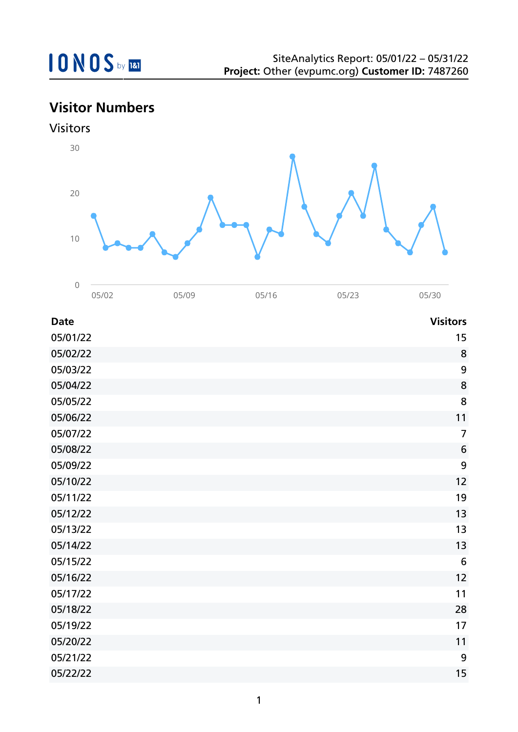SiteAnalytics Report: 05/01/22 – 05/31/22
**Project:** Other (evpumc.org) **Customer ID:** 7487260

## Visitor Numbers

### Visitors

| Date | Visitors |
| --- | ---: |
| 05/01/22 | 15 |
| 05/02/22 | 8 |
| 05/03/22 | 9 |
| 05/04/22 | 8 |
| 05/05/22 | 8 |
| 05/06/22 | 11 |
| 05/07/22 | 7 |
| 05/08/22 | 6 |
| 05/09/22 | 9 |
| 05/10/22 | 12 |
| 05/11/22 | 19 |
| 05/12/22 | 13 |
| 05/13/22 | 13 |
| 05/14/22 | 13 |
| 05/15/22 | 6 |
| 05/16/22 | 12 |
| 05/17/22 | 11 |
| 05/18/22 | 28 |
| 05/19/22 | 17 |
| 05/20/22 | 11 |
| 05/21/22 | 9 |
| 05/22/22 | 15 |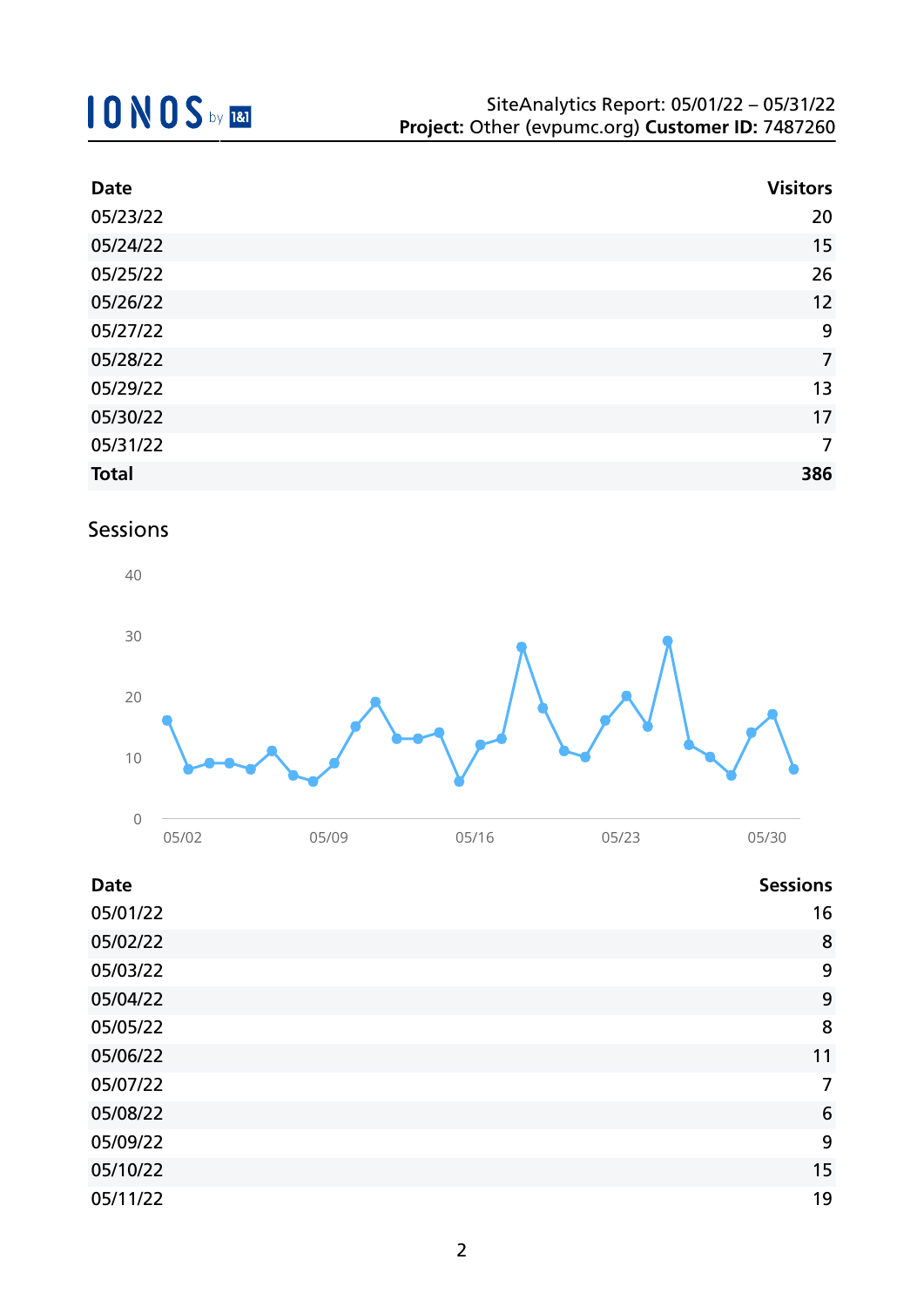| Date | Visitors |
|---|---|
| 05/23/22 | 20 |
| 05/24/22 | 15 |
| 05/25/22 | 26 |
| 05/26/22 | 12 |
| 05/27/22 | 9 |
| 05/28/22 | 7 |
| 05/29/22 | 13 |
| 05/30/22 | 17 |
| 05/31/22 | 7 |
| **Total** | **386** |

## Sessions

| Date | Sessions |
|---|---|
| 05/01/22 | 16 |
| 05/02/22 | 8 |
| 05/03/22 | 9 |
| 05/04/22 | 9 |
| 05/05/22 | 8 |
| 05/06/22 | 11 |
| 05/07/22 | 7 |
| 05/08/22 | 6 |
| 05/09/22 | 9 |
| 05/10/22 | 15 |
| 05/11/22 | 19 |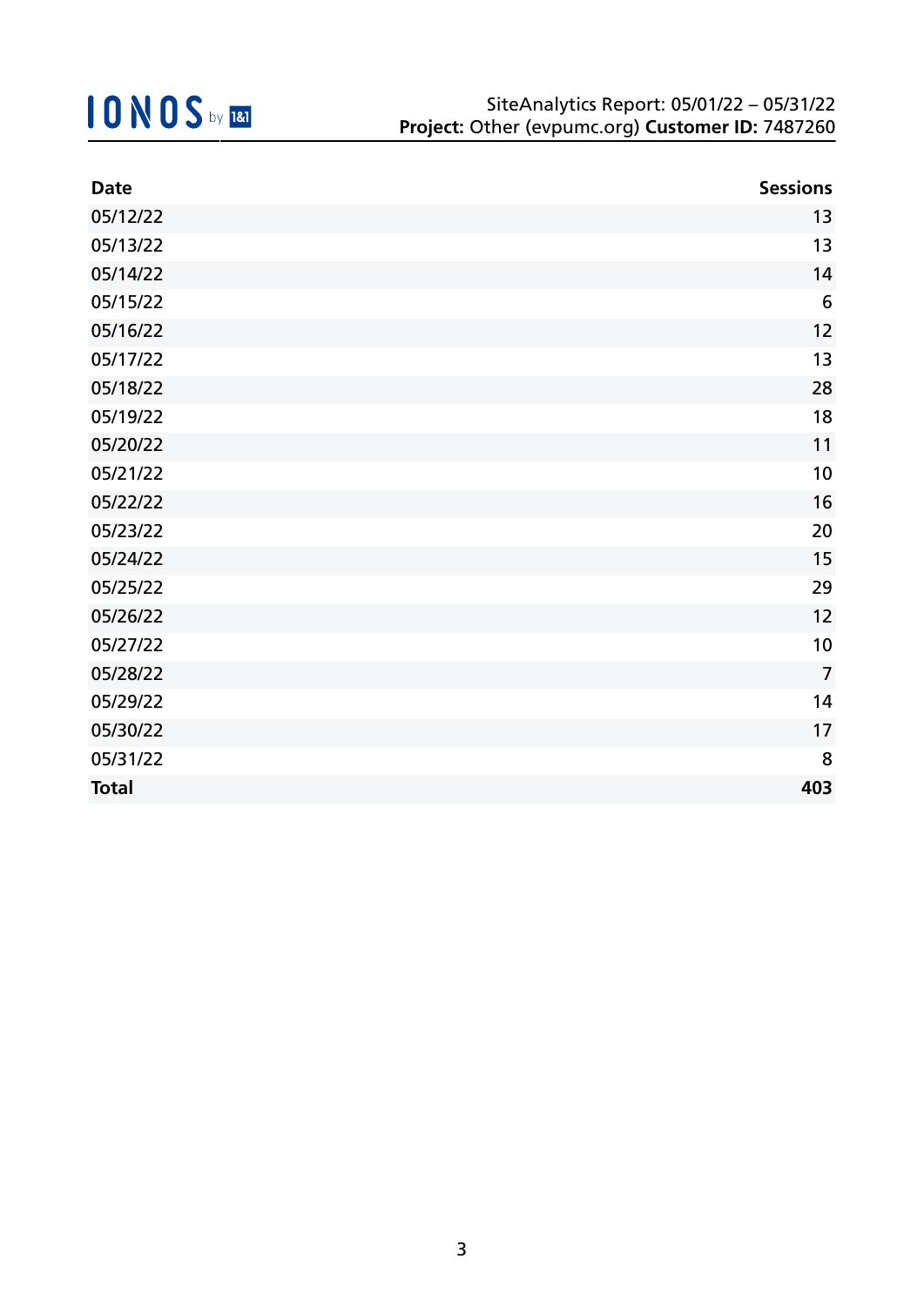| Date | Sessions |
| --- | ---: |
| 05/12/22 | 13 |
| 05/13/22 | 13 |
| 05/14/22 | 14 |
| 05/15/22 | 6 |
| 05/16/22 | 12 |
| 05/17/22 | 13 |
| 05/18/22 | 28 |
| 05/19/22 | 18 |
| 05/20/22 | 11 |
| 05/21/22 | 10 |
| 05/22/22 | 16 |
| 05/23/22 | 20 |
| 05/24/22 | 15 |
| 05/25/22 | 29 |
| 05/26/22 | 12 |
| 05/27/22 | 10 |
| 05/28/22 | 7 |
| 05/29/22 | 14 |
| 05/30/22 | 17 |
| 05/31/22 | 8 |
| **Total** | **403** |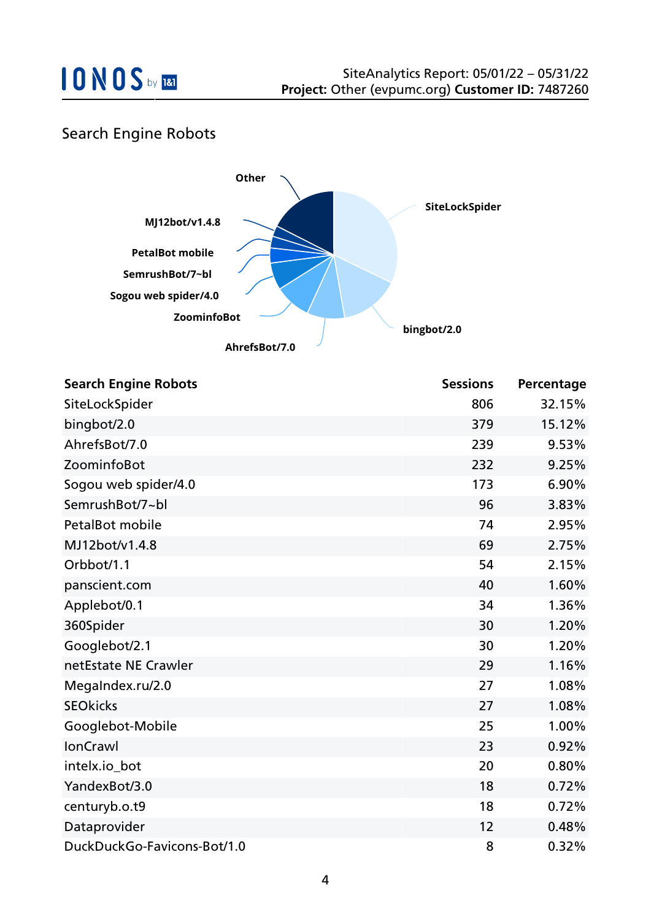## Search Engine Robots

| Search Engine Robots | Sessions | Percentage |
| --- | --- | --- |
| SiteLockSpider | 806 | 32.15% |
| bingbot/2.0 | 379 | 15.12% |
| AhrefsBot/7.0 | 239 | 9.53% |
| ZoominfoBot | 232 | 9.25% |
| Sogou web spider/4.0 | 173 | 6.90% |
| SemrushBot/7~bl | 96 | 3.83% |
| PetalBot mobile | 74 | 2.95% |
| MJ12bot/v1.4.8 | 69 | 2.75% |
| Orbbot/1.1 | 54 | 2.15% |
| panscient.com | 40 | 1.60% |
| Applebot/0.1 | 34 | 1.36% |
| 360Spider | 30 | 1.20% |
| Googlebot/2.1 | 30 | 1.20% |
| netEstate NE Crawler | 29 | 1.16% |
| MegaIndex.ru/2.0 | 27 | 1.08% |
| SEOkicks | 27 | 1.08% |
| Googlebot-Mobile | 25 | 1.00% |
| IonCrawl | 23 | 0.92% |
| intelx.io_bot | 20 | 0.80% |
| YandexBot/3.0 | 18 | 0.72% |
| centuryb.o.t9 | 18 | 0.72% |
| Dataprovider | 12 | 0.48% |
| DuckDuckGo-Favicons-Bot/1.0 | 8 | 0.32% |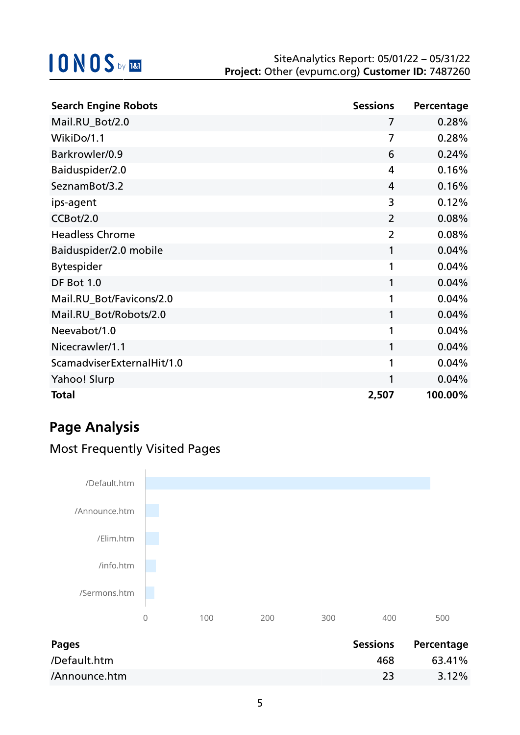| Search Engine Robots | Sessions | Percentage |
| --- | --- | --- |
| Mail.RU_Bot/2.0 | 7 | 0.28% |
| WikiDo/1.1 | 7 | 0.28% |
| Barkrowler/0.9 | 6 | 0.24% |
| Baiduspider/2.0 | 4 | 0.16% |
| SeznamBot/3.2 | 4 | 0.16% |
| ips-agent | 3 | 0.12% |
| CCBot/2.0 | 2 | 0.08% |
| Headless Chrome | 2 | 0.08% |
| Baiduspider/2.0 mobile | 1 | 0.04% |
| Bytespider | 1 | 0.04% |
| DF Bot 1.0 | 1 | 0.04% |
| Mail.RU_Bot/Favicons/2.0 | 1 | 0.04% |
| Mail.RU_Bot/Robots/2.0 | 1 | 0.04% |
| Neevabot/1.0 | 1 | 0.04% |
| Nicecrawler/1.1 | 1 | 0.04% |
| ScamadviserExternalHit/1.0 | 1 | 0.04% |
| Yahoo! Slurp | 1 | 0.04% |
| **Total** | **2,507** | **100.00%** |

## Page Analysis

### Most Frequently Visited Pages

| Pages | Sessions | Percentage |
| --- | --- | --- |
| /Default.htm | 468 | 63.41% |
| /Announce.htm | 23 | 3.12% |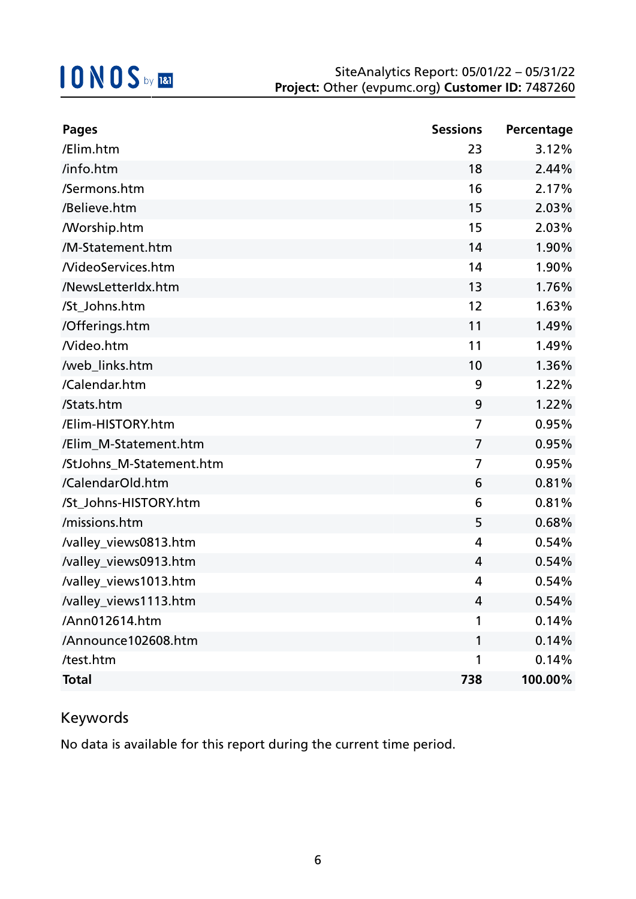SiteAnalytics Report: 05/01/22 – 05/31/22
**Project:** Other (evpumc.org) **Customer ID:** 7487260

| Pages | Sessions | Percentage |
|---|---|---|
| /Elim.htm | 23 | 3.12% |
| /info.htm | 18 | 2.44% |
| /Sermons.htm | 16 | 2.17% |
| /Believe.htm | 15 | 2.03% |
| /Worship.htm | 15 | 2.03% |
| /M-Statement.htm | 14 | 1.90% |
| /VideoServices.htm | 14 | 1.90% |
| /NewsLetterIdx.htm | 13 | 1.76% |
| /St_Johns.htm | 12 | 1.63% |
| /Offerings.htm | 11 | 1.49% |
| /Video.htm | 11 | 1.49% |
| /web_links.htm | 10 | 1.36% |
| /Calendar.htm | 9 | 1.22% |
| /Stats.htm | 9 | 1.22% |
| /Elim-HISTORY.htm | 7 | 0.95% |
| /Elim_M-Statement.htm | 7 | 0.95% |
| /StJohns_M-Statement.htm | 7 | 0.95% |
| /CalendarOld.htm | 6 | 0.81% |
| /St_Johns-HISTORY.htm | 6 | 0.81% |
| /missions.htm | 5 | 0.68% |
| /valley_views0813.htm | 4 | 0.54% |
| /valley_views0913.htm | 4 | 0.54% |
| /valley_views1013.htm | 4 | 0.54% |
| /valley_views1113.htm | 4 | 0.54% |
| /Ann012614.htm | 1 | 0.14% |
| /Announce102608.htm | 1 | 0.14% |
| /test.htm | 1 | 0.14% |
| **Total** | **738** | **100.00%** |

## Keywords

No data is available for this report during the current time period.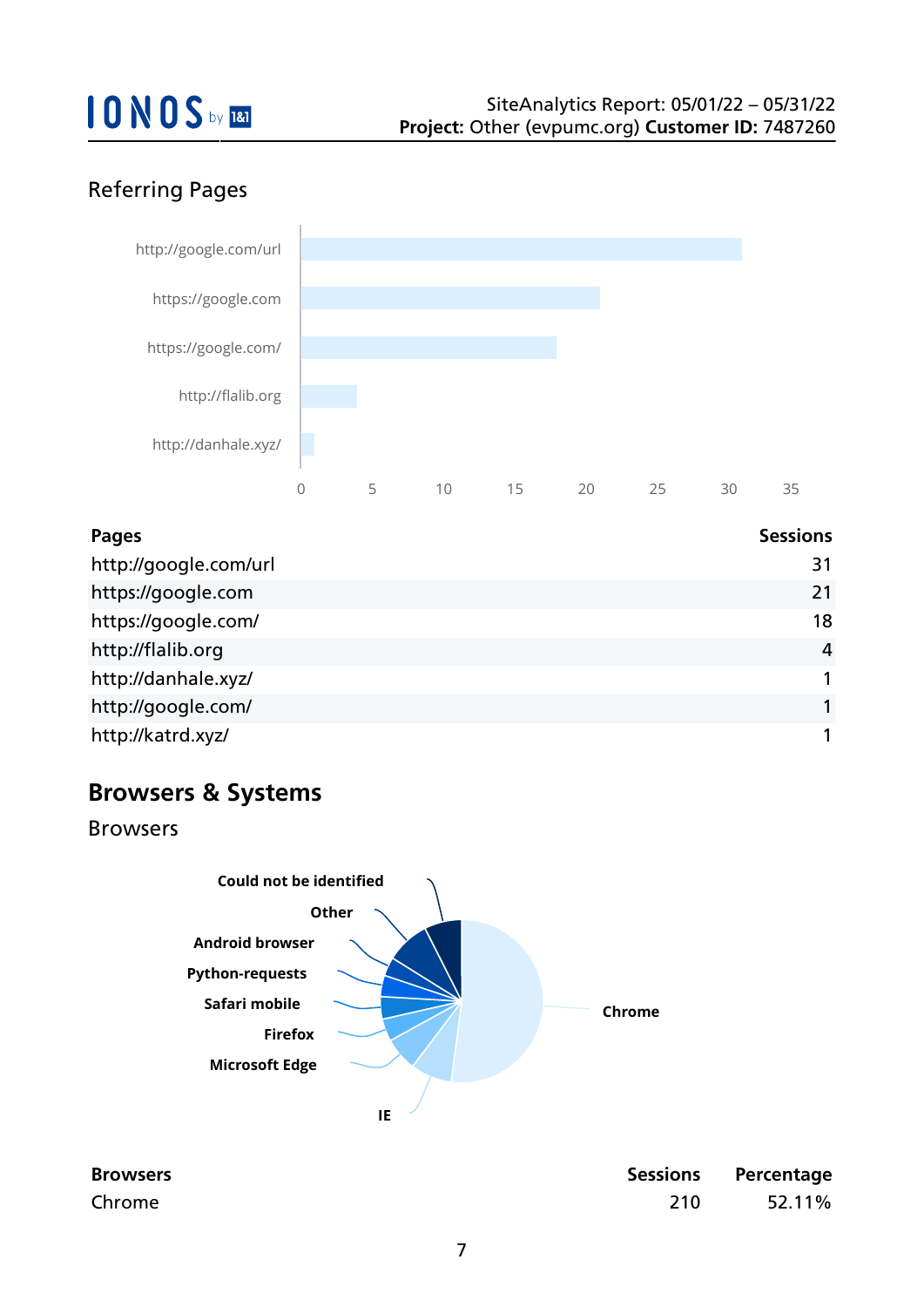## Referring Pages

| Pages | Sessions |
|---|---|
| http://google.com/url | 31 |
| https://google.com | 21 |
| https://google.com/ | 18 |
| http://flalib.org | 4 |
| http://danhale.xyz/ | 1 |
| http://google.com/ | 1 |
| http://katrd.xyz/ | 1 |

# Browsers & Systems

## Browsers

| Browsers | Sessions | Percentage |
|---|---|---|
| Chrome | 210 | 52.11% |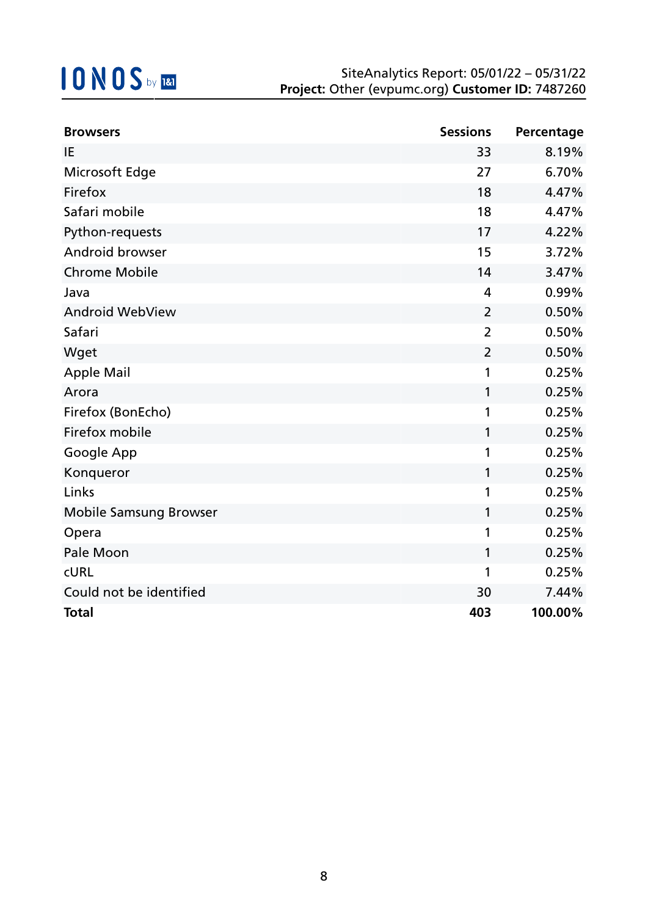| Browsers | Sessions | Percentage |
|---|---|---|
| IE | 33 | 8.19% |
| Microsoft Edge | 27 | 6.70% |
| Firefox | 18 | 4.47% |
| Safari mobile | 18 | 4.47% |
| Python-requests | 17 | 4.22% |
| Android browser | 15 | 3.72% |
| Chrome Mobile | 14 | 3.47% |
| Java | 4 | 0.99% |
| Android WebView | 2 | 0.50% |
| Safari | 2 | 0.50% |
| Wget | 2 | 0.50% |
| Apple Mail | 1 | 0.25% |
| Arora | 1 | 0.25% |
| Firefox (BonEcho) | 1 | 0.25% |
| Firefox mobile | 1 | 0.25% |
| Google App | 1 | 0.25% |
| Konqueror | 1 | 0.25% |
| Links | 1 | 0.25% |
| Mobile Samsung Browser | 1 | 0.25% |
| Opera | 1 | 0.25% |
| Pale Moon | 1 | 0.25% |
| cURL | 1 | 0.25% |
| Could not be identified | 30 | 7.44% |
| **Total** | **403** | **100.00%** |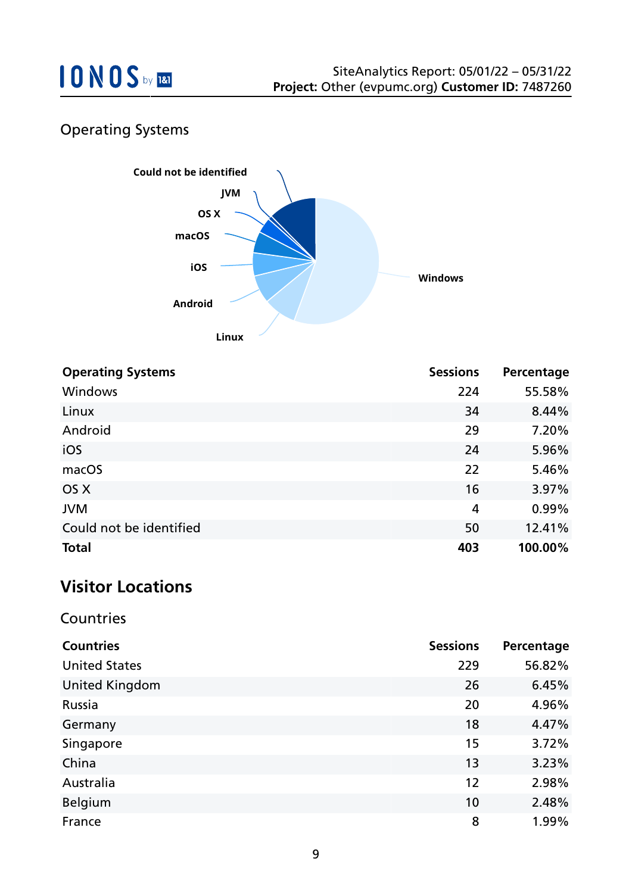## Operating Systems

| Operating Systems | Sessions | Percentage |
|---|---|---|
| Windows | 224 | 55.58% |
| Linux | 34 | 8.44% |
| Android | 29 | 7.20% |
| iOS | 24 | 5.96% |
| macOS | 22 | 5.46% |
| OS X | 16 | 3.97% |
| JVM | 4 | 0.99% |
| Could not be identified | 50 | 12.41% |
| **Total** | **403** | **100.00%** |

# Visitor Locations

## Countries

| Countries | Sessions | Percentage |
|---|---|---|
| United States | 229 | 56.82% |
| United Kingdom | 26 | 6.45% |
| Russia | 20 | 4.96% |
| Germany | 18 | 4.47% |
| Singapore | 15 | 3.72% |
| China | 13 | 3.23% |
| Australia | 12 | 2.98% |
| Belgium | 10 | 2.48% |
| France | 8 | 1.99% |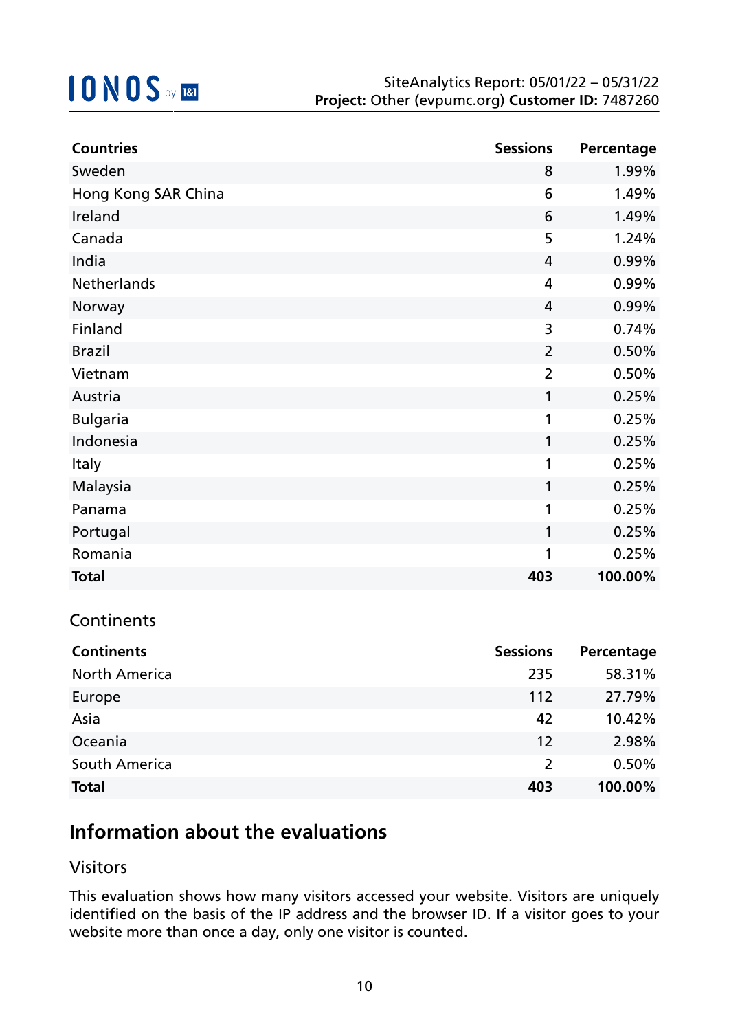| Countries | Sessions | Percentage |
|---|---|---|
| Sweden | 8 | 1.99% |
| Hong Kong SAR China | 6 | 1.49% |
| Ireland | 6 | 1.49% |
| Canada | 5 | 1.24% |
| India | 4 | 0.99% |
| Netherlands | 4 | 0.99% |
| Norway | 4 | 0.99% |
| Finland | 3 | 0.74% |
| Brazil | 2 | 0.50% |
| Vietnam | 2 | 0.50% |
| Austria | 1 | 0.25% |
| Bulgaria | 1 | 0.25% |
| Indonesia | 1 | 0.25% |
| Italy | 1 | 0.25% |
| Malaysia | 1 | 0.25% |
| Panama | 1 | 0.25% |
| Portugal | 1 | 0.25% |
| Romania | 1 | 0.25% |
| **Total** | **403** | **100.00%** |

### Continents

| Continents | Sessions | Percentage |
|---|---|---|
| North America | 235 | 58.31% |
| Europe | 112 | 27.79% |
| Asia | 42 | 10.42% |
| Oceania | 12 | 2.98% |
| South America | 2 | 0.50% |
| **Total** | **403** | **100.00%** |

## Information about the evaluations

### Visitors

This evaluation shows how many visitors accessed your website. Visitors are uniquely identified on the basis of the IP address and the browser ID. If a visitor goes to your website more than once a day, only one visitor is counted.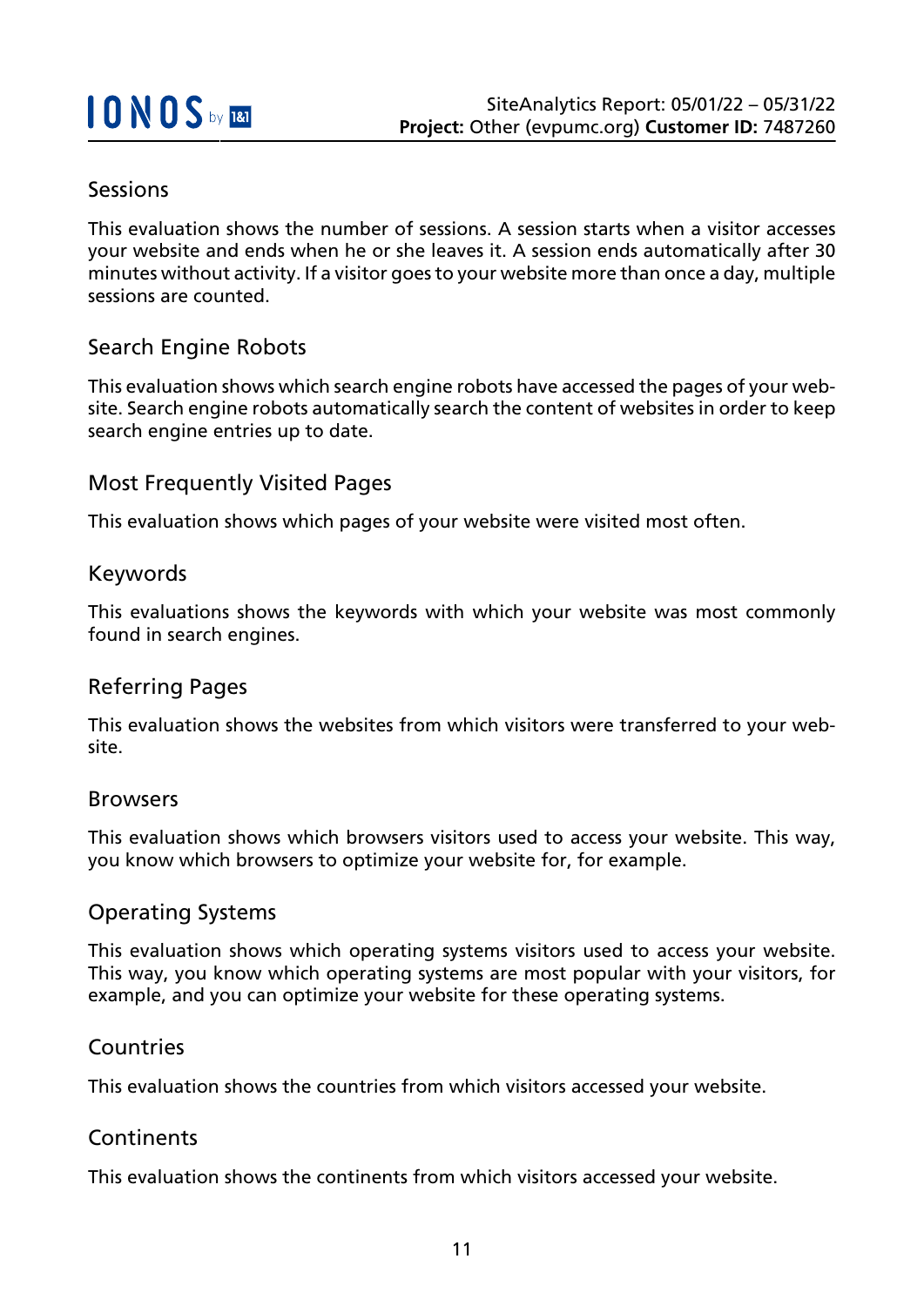## Sessions

This evaluation shows the number of sessions. A session starts when a visitor accesses your website and ends when he or she leaves it. A session ends automatically after 30 minutes without activity. If a visitor goes to your website more than once a day, multiple sessions are counted.

## Search Engine Robots

This evaluation shows which search engine robots have accessed the pages of your website. Search engine robots automatically search the content of websites in order to keep search engine entries up to date.

## Most Frequently Visited Pages

This evaluation shows which pages of your website were visited most often.

## Keywords

This evaluations shows the keywords with which your website was most commonly found in search engines.

## Referring Pages

This evaluation shows the websites from which visitors were transferred to your website.

## Browsers

This evaluation shows which browsers visitors used to access your website. This way, you know which browsers to optimize your website for, for example.

## Operating Systems

This evaluation shows which operating systems visitors used to access your website. This way, you know which operating systems are most popular with your visitors, for example, and you can optimize your website for these operating systems.

## Countries

This evaluation shows the countries from which visitors accessed your website.

## Continents

This evaluation shows the continents from which visitors accessed your website.